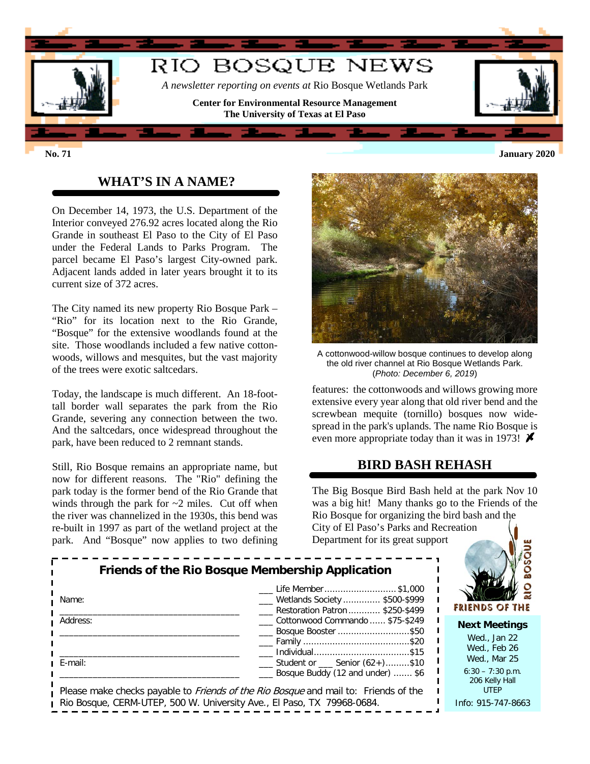# RIO BOSQUE NEWS

*A newsletter reporting on events at* Rio Bosque Wetlands Park

**Center for Environmental Resource Management**
**The University of Texas at El Paso**

**No. 71** **January 2020**

## WHAT'S IN A NAME?

On December 14, 1973, the U.S. Department of the Interior conveyed 276.92 acres located along the Rio Grande in southeast El Paso to the City of El Paso under the Federal Lands to Parks Program. The parcel became El Paso's largest City-owned park. Adjacent lands added in later years brought it to its current size of 372 acres.

The City named its new property Rio Bosque Park – "Rio" for its location next to the Rio Grande, "Bosque" for the extensive woodlands found at the site. Those woodlands included a few native cottonwoods, willows and mesquites, but the vast majority of the trees were exotic saltcedars.

Today, the landscape is much different. An 18-foot-tall border wall separates the park from the Rio Grande, severing any connection between the two. And the saltcedars, once widespread throughout the park, have been reduced to 2 remnant stands.

Still, Rio Bosque remains an appropriate name, but now for different reasons. The "Rio" defining the park today is the former bend of the Rio Grande that winds through the park for ~2 miles. Cut off when the river was channelized in the 1930s, this bend was re-built in 1997 as part of the wetland project at the park. And "Bosque" now applies to two defining features: the cottonwoods and willows growing more extensive every year along that old river bend and the screwbean mequite (tornillo) bosques now widespread in the park's uplands. The name Rio Bosque is even more appropriate today than it was in 1973!

A cottonwood-willow bosque continues to develop along the old river channel at Rio Bosque Wetlands Park. (*Photo: December 6, 2019*)

## BIRD BASH REHASH

The Big Bosque Bird Bash held at the park Nov 10 was a big hit! Many thanks go to the Friends of the Rio Bosque for organizing the bird bash and the City of El Paso's Parks and Recreation Department for its great support

### Friends of the Rio Bosque Membership Application

Name: ______________________________

Address: ______________________________

______________________________

E-mail: ______________________________

___ Life Member ........................... $1,000
___ Wetlands Society ............. $500-$999
___ Restoration Patron ............ $250-$499
___ Cottonwood Commando ...... $75-$249
___ Bosque Booster ........................... $50
___ Family ........................................ $20
___ Individual .................................... $15
___ Student or ___ Senior (62+)......... $10
___ Bosque Buddy (12 and under) ....... $6

Please make checks payable to *Friends of the Rio Bosque* and mail to: Friends of the Rio Bosque, CERM-UTEP, 500 W. University Ave., El Paso, TX 79968-0684.

FRIENDS OF THE RIO BOSQUE

**Next Meetings**

Wed., Jan 22
Wed., Feb 26
Wed., Mar 25

6:30 – 7:30 p.m.
206 Kelly Hall
UTEP

Info: 915-747-8663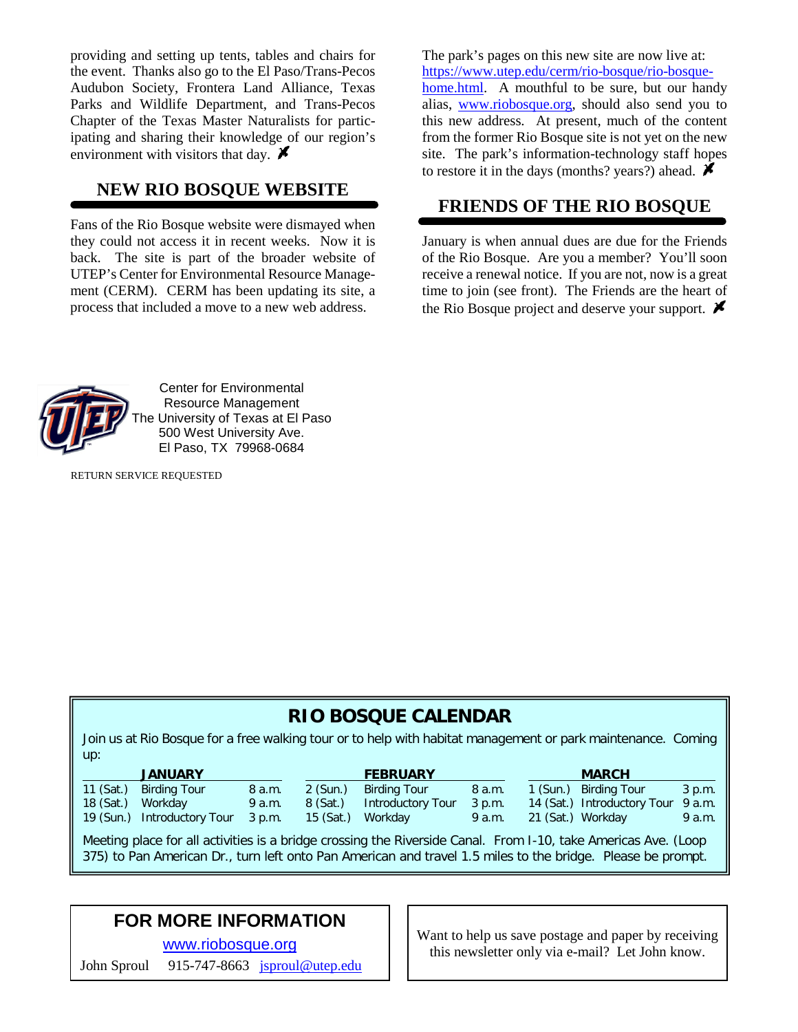providing and setting up tents, tables and chairs for the event. Thanks also go to the El Paso/Trans-Pecos Audubon Society, Frontera Land Alliance, Texas Parks and Wildlife Department, and Trans-Pecos Chapter of the Texas Master Naturalists for participating and sharing their knowledge of our region's environment with visitors that day.

## NEW RIO BOSQUE WEBSITE

Fans of the Rio Bosque website were dismayed when they could not access it in recent weeks. Now it is back. The site is part of the broader website of UTEP's Center for Environmental Resource Management (CERM). CERM has been updating its site, a process that included a move to a new web address.

The park's pages on this new site are now live at: https://www.utep.edu/cerm/rio-bosque/rio-bosque-home.html. A mouthful to be sure, but our handy alias, www.riobosque.org, should also send you to this new address. At present, much of the content from the former Rio Bosque site is not yet on the new site. The park's information-technology staff hopes to restore it in the days (months? years?) ahead.

## FRIENDS OF THE RIO BOSQUE

January is when annual dues are due for the Friends of the Rio Bosque. Are you a member? You'll soon receive a renewal notice. If you are not, now is a great time to join (see front). The Friends are the heart of the Rio Bosque project and deserve your support.

Center for Environmental Resource Management
The University of Texas at El Paso
500 West University Ave.
El Paso, TX 79968-0684

RETURN SERVICE REQUESTED

## RIO BOSQUE CALENDAR

Join us at Rio Bosque for a free walking tour or to help with habitat management or park maintenance. Coming up:

| JANUARY | | | FEBRUARY | | | MARCH | | |
|---|---|---|---|---|---|---|---|---|
| 11 (Sat.) | Birding Tour | 8 a.m. | 2 (Sun.) | Birding Tour | 8 a.m. | 1 (Sun.) | Birding Tour | 3 p.m. |
| 18 (Sat.) | Workday | 9 a.m. | 8 (Sat.) | Introductory Tour | 3 p.m. | 14 (Sat.) | Introductory Tour | 9 a.m. |
| 19 (Sun.) | Introductory Tour | 3 p.m. | 15 (Sat.) | Workday | 9 a.m. | 21 (Sat.) | Workday | 9 a.m. |

Meeting place for all activities is a bridge crossing the Riverside Canal. From I-10, take Americas Ave. (Loop 375) to Pan American Dr., turn left onto Pan American and travel 1.5 miles to the bridge. Please be prompt.

## FOR MORE INFORMATION

www.riobosque.org

John Sproul 915-747-8663 jsproul@utep.edu

Want to help us save postage and paper by receiving this newsletter only via e-mail? Let John know.